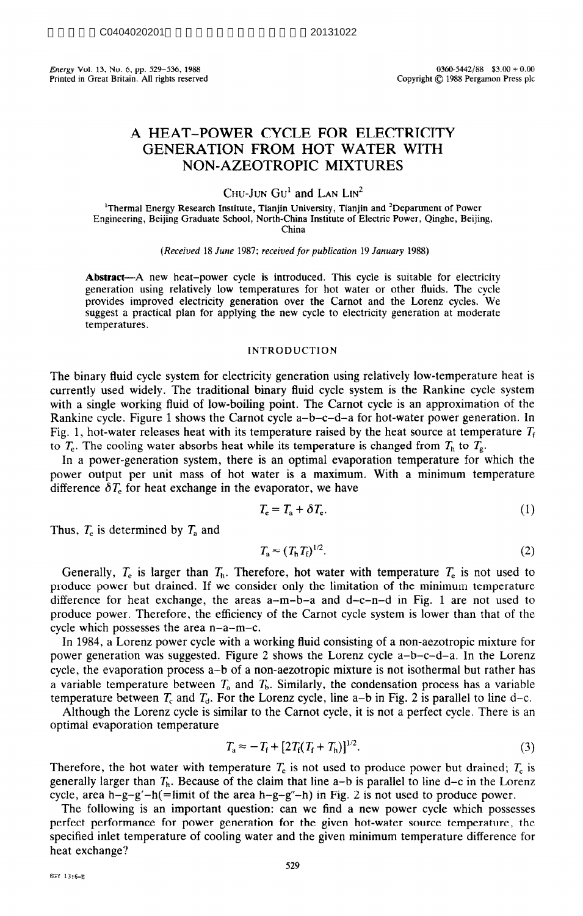# A HEAT–POWER CYCLE FOR ELECTRICITY GENERATION FROM HOT WATER WITH NON-AZEOTROPIC MIXTURES

Chu-Jun Gu[1] and Lan Lin[2]

[1]Thermal Energy Research Institute, Tianjin University, Tianjin and [2]Department of Power Engineering, Beijing Graduate School, North-China Institute of Electric Power, Qinghe, Beijing, China

*(Received 18 June 1987; received for publication 19 January 1988)*

**Abstract**—A new heat-power cycle is introduced. This cycle is suitable for electricity generation using relatively low temperatures for hot water or other fluids. The cycle provides improved electricity generation over the Carnot and the Lorenz cycles. We suggest a practical plan for applying the new cycle to electricity generation at moderate temperatures.

## INTRODUCTION

The binary fluid cycle system for electricity generation using relatively low-temperature heat is currently used widely. The traditional binary fluid cycle system is the Rankine cycle system with a single working fluid of low-boiling point. The Carnot cycle is an approximation of the Rankine cycle. Figure 1 shows the Carnot cycle a–b–c–d–a for hot-water power generation. In Fig. 1, hot-water releases heat with its temperature raised by the heat source at temperature $T_f$ to $T_e$. The cooling water absorbs heat while its temperature is changed from $T_h$ to $T_g$.

In a power-generation system, there is an optimal evaporation temperature for which the power output per unit mass of hot water is a maximum. With a minimum temperature difference $\delta T_e$ for heat exchange in the evaporator, we have

$$T_e = T_a + \delta T_e. \tag{1}$$

Thus, $T_e$ is determined by $T_a$ and

$$T_a \approx (T_h T_f)^{1/2}. \tag{2}$$

Generally, $T_e$ is larger than $T_h$. Therefore, hot water with temperature $T_e$ is not used to produce power but drained. If we consider only the limitation of the minimum temperature difference for heat exchange, the areas a–m–b–a and d–c–n–d in Fig. 1 are not used to produce power. Therefore, the efficiency of the Carnot cycle system is lower than that of the cycle which possesses the area n–a–m–c.

In 1984, a Lorenz power cycle with a working fluid consisting of a non-aezotropic mixture for power generation was suggested. Figure 2 shows the Lorenz cycle a–b–c–d–a. In the Lorenz cycle, the evaporation process a–b of a non-aezotropic mixture is not isothermal but rather has a variable temperature between $T_a$ and $T_b$. Similarly, the condensation process has a variable temperature between $T_c$ and $T_d$. For the Lorenz cycle, line a–b in Fig. 2 is parallel to line d–c.

Although the Lorenz cycle is similar to the Carnot cycle, it is not a perfect cycle. There is an optimal evaporation temperature

$$T_a \approx -T_f + [2T_f(T_f + T_h)]^{1/2}. \tag{3}$$

Therefore, the hot water with temperature $T_e$ is not used to produce power but drained; $T_e$ is generally larger than $T_h$. Because of the claim that line a–b is parallel to line d–c in the Lorenz cycle, area h–g–g′–h(=limit of the area h–g–g″–h) in Fig. 2 is not used to produce power.

The following is an important question: can we find a new power cycle which possesses perfect performance for power generation for the given hot-water source temperature, the specified inlet temperature of cooling water and the given minimum temperature difference for heat exchange?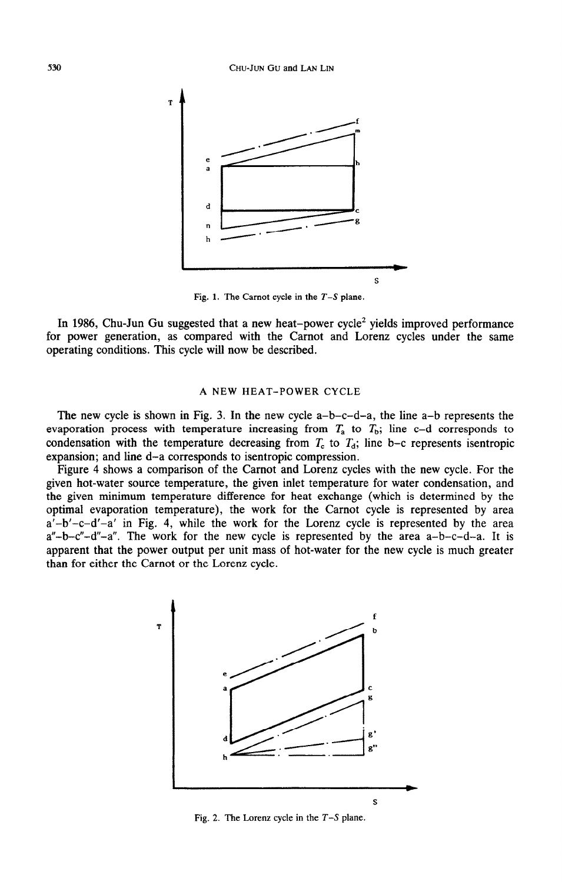Fig. 1. The Carnot cycle in the $T$–$S$ plane.

In 1986, Chu-Jun Gu suggested that a new heat-power cycle[2] yields improved performance for power generation, as compared with the Carnot and Lorenz cycles under the same operating conditions. This cycle will now be described.

## A NEW HEAT-POWER CYCLE

The new cycle is shown in Fig. 3. In the new cycle a–b–c–d–a, the line a–b represents the evaporation process with temperature increasing from $T_a$ to $T_b$; line c–d corresponds to condensation with the temperature decreasing from $T_c$ to $T_d$; line b–c represents isentropic expansion; and line d–a corresponds to isentropic compression.

Figure 4 shows a comparison of the Carnot and Lorenz cycles with the new cycle. For the given hot-water source temperature, the given inlet temperature for water condensation, and the given minimum temperature difference for heat exchange (which is determined by the optimal evaporation temperature), the work for the Carnot cycle is represented by area a′–b′–c–d′–a′ in Fig. 4, while the work for the Lorenz cycle is represented by the area a″–b–c″–d″–a″. The work for the new cycle is represented by the area a–b–c–d–a. It is apparent that the power output per unit mass of hot-water for the new cycle is much greater than for either the Carnot or the Lorenz cycle.

Fig. 2. The Lorenz cycle in the $T$–$S$ plane.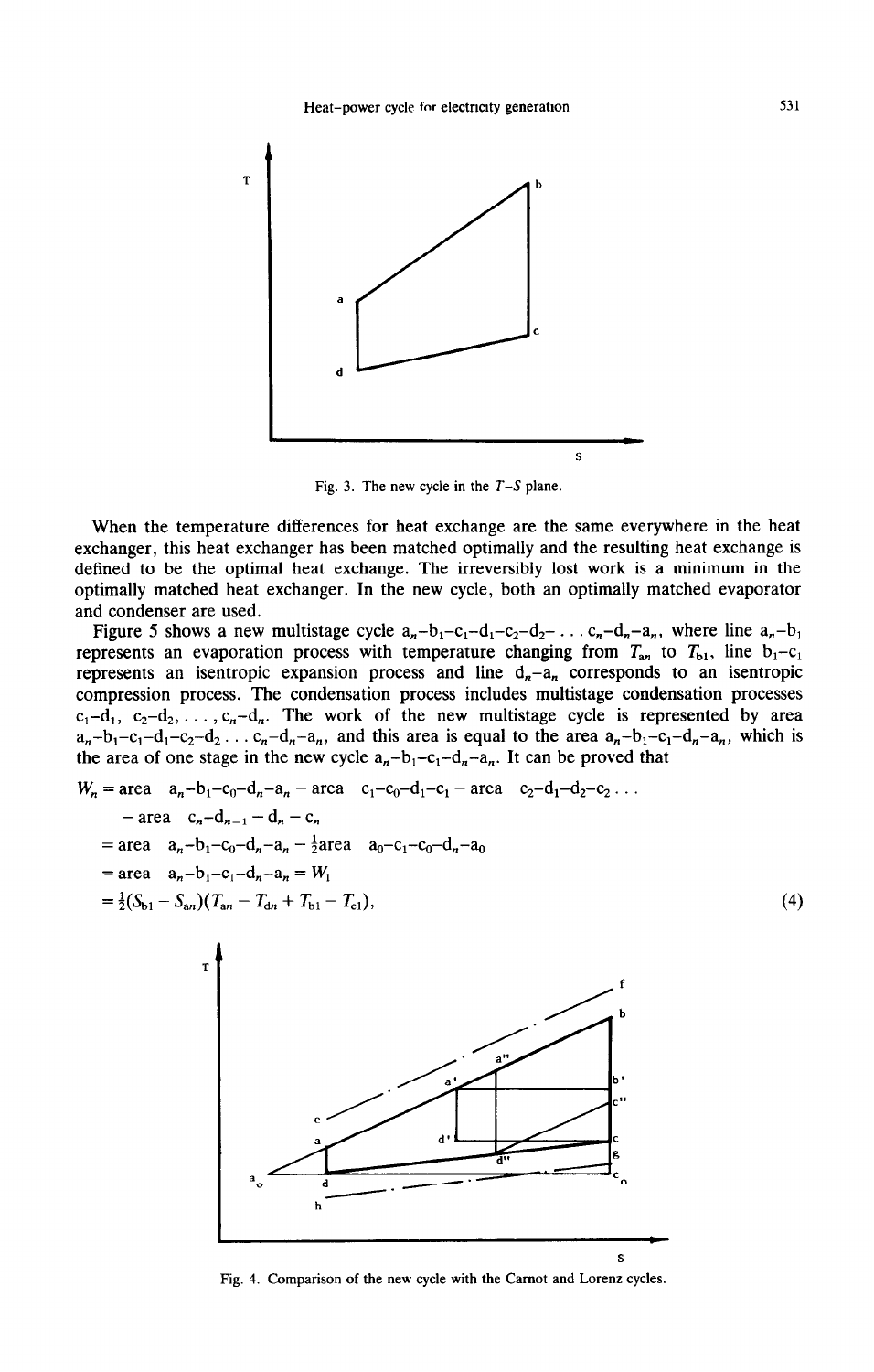Fig. 3. The new cycle in the $T$–$S$ plane.

When the temperature differences for heat exchange are the same everywhere in the heat exchanger, this heat exchanger has been matched optimally and the resulting heat exchange is defined to be the optimal heat exchange. The irreversibly lost work is a minimum in the optimally matched heat exchanger. In the new cycle, both an optimally matched evaporator and condenser are used.

Figure 5 shows a new multistage cycle $a_n$–$b_1$–$c_1$–$d_1$–$c_2$–$d_2$–$\ldots c_n$–$d_n$–$a_n$, where line $a_n$–$b_1$ represents an evaporation process with temperature changing from $T_{an}$ to $T_{b1}$, line $b_1$–$c_1$ represents an isentropic expansion process and line $d_n$–$a_n$ corresponds to an isentropic compression process. The condensation process includes multistage condensation processes $c_1$–$d_1$, $c_2$–$d_2, \ldots, c_n$–$d_n$. The work of the new multistage cycle is represented by area $a_n$–$b_1$–$c_1$–$d_1$–$c_2$–$d_2 \ldots c_n$–$d_n$–$a_n$, and this area is equal to the area $a_n$–$b_1$–$c_1$–$d_n$–$a_n$, which is the area of one stage in the new cycle $a_n$–$b_1$–$c_1$–$d_n$–$a_n$. It can be proved that

$$
\begin{aligned}
W_n &= \text{area } a_n\text{–}b_1\text{–}c_0\text{–}d_n\text{–}a_n - \text{area } c_1\text{–}c_0\text{–}d_1\text{–}c_1 - \text{area } c_2\text{–}d_1\text{–}d_2\text{–}c_2 \ldots \\
&\quad - \text{area } c_n\text{–}d_{n-1} - d_n - c_n \\
&= \text{area } a_n\text{–}b_1\text{–}c_0\text{–}d_n\text{–}a_n - \tfrac{1}{2}\text{area } a_0\text{–}c_1\text{–}c_0\text{–}d_n\text{–}a_0 \\
&= \text{area } a_n\text{–}b_1\text{–}c_1\text{–}d_n\text{–}a_n = W_1 \\
&= \tfrac{1}{2}(S_{b1} - S_{an})(T_{an} - T_{dn} + T_{b1} - T_{c1}),
\end{aligned}
\tag{4}
$$

Fig. 4. Comparison of the new cycle with the Carnot and Lorenz cycles.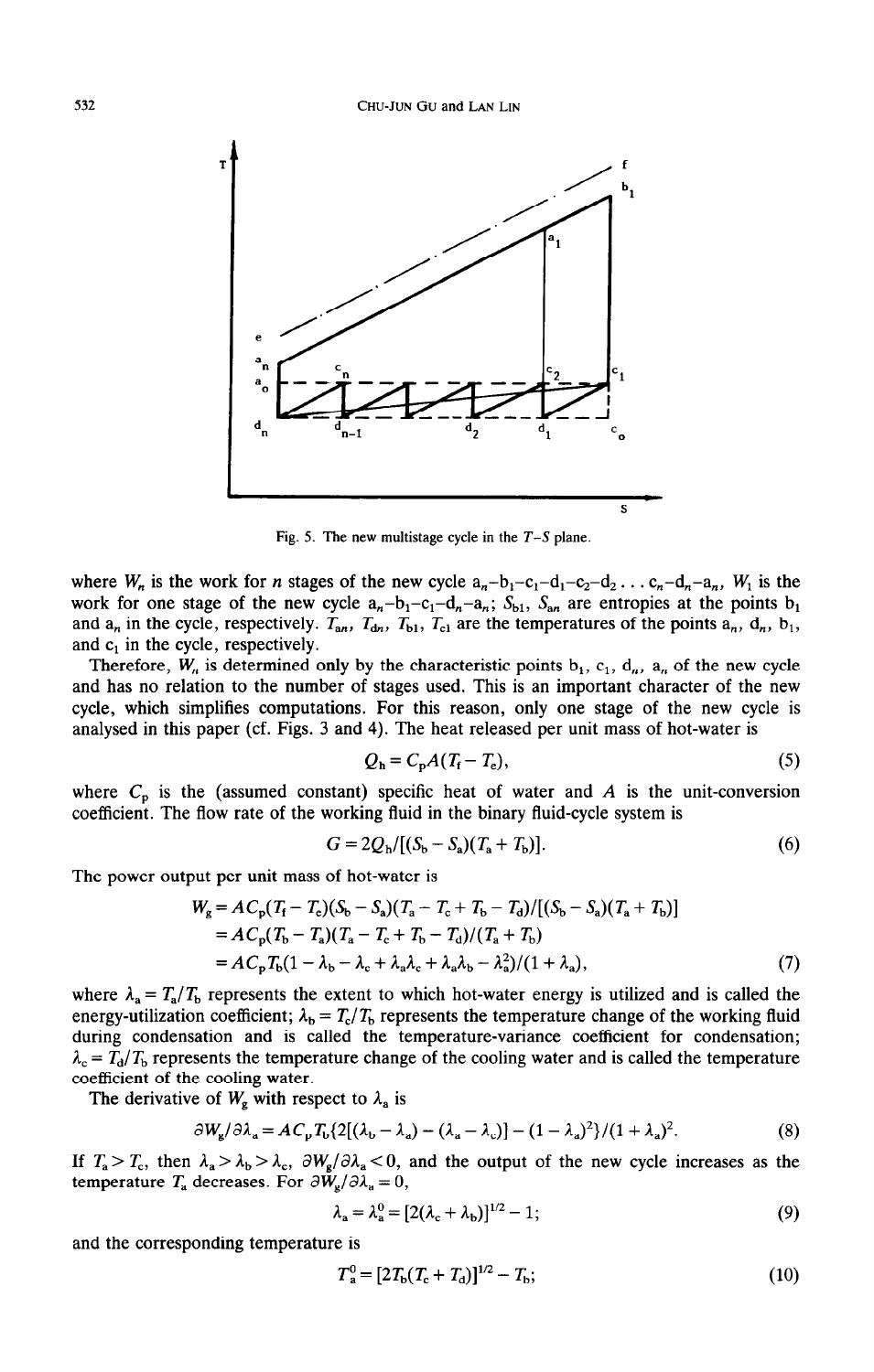Fig. 5. The new multistage cycle in the $T$–$S$ plane.

where $W_n$ is the work for $n$ stages of the new cycle $a_n$–$b_1$–$c_1$–$d_1$–$c_2$–$d_2 \ldots c_n$–$d_n$–$a_n$, $W_1$ is the work for one stage of the new cycle $a_n$–$b_1$–$c_1$–$d_n$–$a_n$; $S_{b1}$, $S_{an}$ are entropies at the points $b_1$ and $a_n$ in the cycle, respectively. $T_{an}$, $T_{dn}$, $T_{b1}$, $T_{c1}$ are the temperatures of the points $a_n$, $d_n$, $b_1$, and $c_1$ in the cycle, respectively.

Therefore, $W_n$ is determined only by the characteristic points $b_1$, $c_1$, $d_n$, $a_n$ of the new cycle and has no relation to the number of stages used. This is an important character of the new cycle, which simplifies computations. For this reason, only one stage of the new cycle is analysed in this paper (cf. Figs. 3 and 4). The heat released per unit mass of hot-water is

$$Q_h = C_p A(T_f - T_e), \tag{5}$$

where $C_p$ is the (assumed constant) specific heat of water and $A$ is the unit-conversion coefficient. The flow rate of the working fluid in the binary fluid-cycle system is

$$G = 2Q_h/[(S_b - S_a)(T_a + T_b)]. \tag{6}$$

The power output per unit mass of hot-water is

$$\begin{aligned} W_g &= AC_p(T_f - T_e)(S_b - S_a)(T_a - T_c + T_b - T_d)/[(S_b - S_a)(T_a + T_b)] \\ &= AC_p(T_b - T_a)(T_a - T_c + T_b - T_d)/(T_a + T_b) \\ &= AC_pT_b(1 - \lambda_b - \lambda_c + \lambda_a\lambda_c + \lambda_a\lambda_b - \lambda_a^2)/(1 + \lambda_a), \end{aligned} \tag{7}$$

where $\lambda_a = T_a/T_b$ represents the extent to which hot-water energy is utilized and is called the energy-utilization coefficient; $\lambda_b = T_c/T_b$ represents the temperature change of the working fluid during condensation and is called the temperature-variance coefficient for condensation; $\lambda_c = T_d/T_b$ represents the temperature change of the cooling water and is called the temperature coefficient of the cooling water.

The derivative of $W_g$ with respect to $\lambda_a$ is

$$\partial W_g/\partial \lambda_a = AC_pT_b\{2[(\lambda_b - \lambda_a) - (\lambda_a - \lambda_c)] - (1 - \lambda_a)^2\}/(1 + \lambda_a)^2. \tag{8}$$

If $T_a > T_c$, then $\lambda_a > \lambda_b > \lambda_c$, $\partial W_g/\partial \lambda_a < 0$, and the output of the new cycle increases as the temperature $T_a$ decreases. For $\partial W_g/\partial \lambda_a = 0$,

$$\lambda_a = \lambda_a^0 = [2(\lambda_c + \lambda_b)]^{1/2} - 1; \tag{9}$$

and the corresponding temperature is

$$T_a^0 = [2T_b(T_c + T_d)]^{1/2} - T_b; \tag{10}$$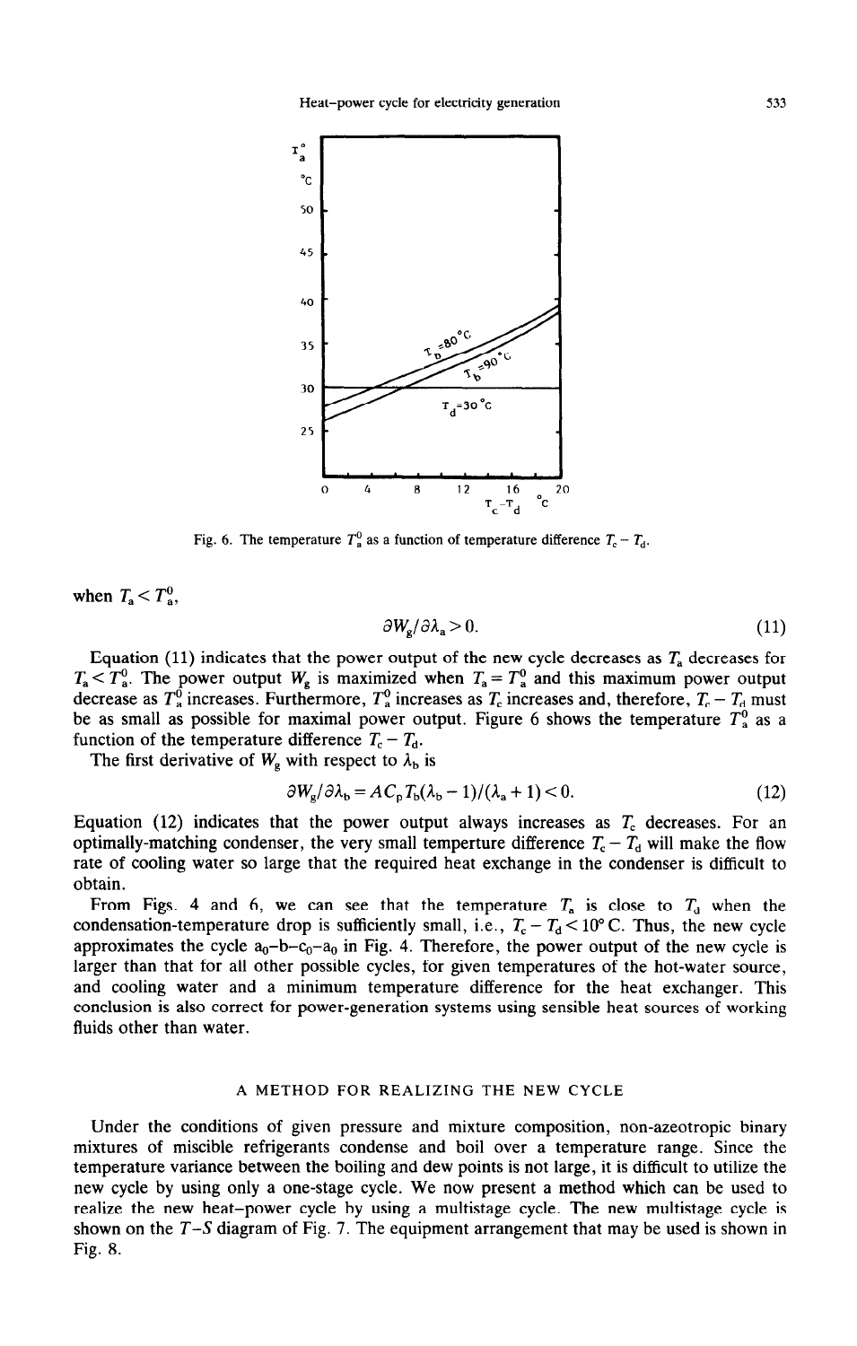Fig. 6. The temperature $T_a^0$ as a function of temperature difference $T_c - T_d$.

when $T_a < T_a^0$,

$$\partial W_g / \partial \lambda_a > 0. \quad (11)$$

Equation (11) indicates that the power output of the new cycle decreases as $T_a$ decreases for $T_a < T_a^0$. The power output $W_g$ is maximized when $T_a = T_a^0$ and this maximum power output decrease as $T_a^0$ increases. Furthermore, $T_a^0$ increases as $T_c$ increases and, therefore, $T_c - T_d$ must be as small as possible for maximal power output. Figure 6 shows the temperature $T_a^0$ as a function of the temperature difference $T_c - T_d$.

The first derivative of $W_g$ with respect to $\lambda_b$ is

$$\partial W_g / \partial \lambda_b = A C_p T_b (\lambda_b - 1)/(\lambda_a + 1) < 0. \quad (12)$$

Equation (12) indicates that the power output always increases as $T_c$ decreases. For an optimally-matching condenser, the very small temperture difference $T_c - T_d$ will make the flow rate of cooling water so large that the required heat exchange in the condenser is difficult to obtain.

From Figs. 4 and 6, we can see that the temperature $T_a$ is close to $T_d$ when the condensation-temperature drop is sufficiently small, i.e., $T_c - T_d < 10°$ C. Thus, the new cycle approximates the cycle $a_0$–b–$c_0$–$a_0$ in Fig. 4. Therefore, the power output of the new cycle is larger than that for all other possible cycles, for given temperatures of the hot-water source, and cooling water and a minimum temperature difference for the heat exchanger. This conclusion is also correct for power-generation systems using sensible heat sources of working fluids other than water.

## A METHOD FOR REALIZING THE NEW CYCLE

Under the conditions of given pressure and mixture composition, non-azeotropic binary mixtures of miscible refrigerants condense and boil over a temperature range. Since the temperature variance between the boiling and dew points is not large, it is difficult to utilize the new cycle by using only a one-stage cycle. We now present a method which can be used to realize the new heat-power cycle by using a multistage cycle. The new multistage cycle is shown on the $T$–$S$ diagram of Fig. 7. The equipment arrangement that may be used is shown in Fig. 8.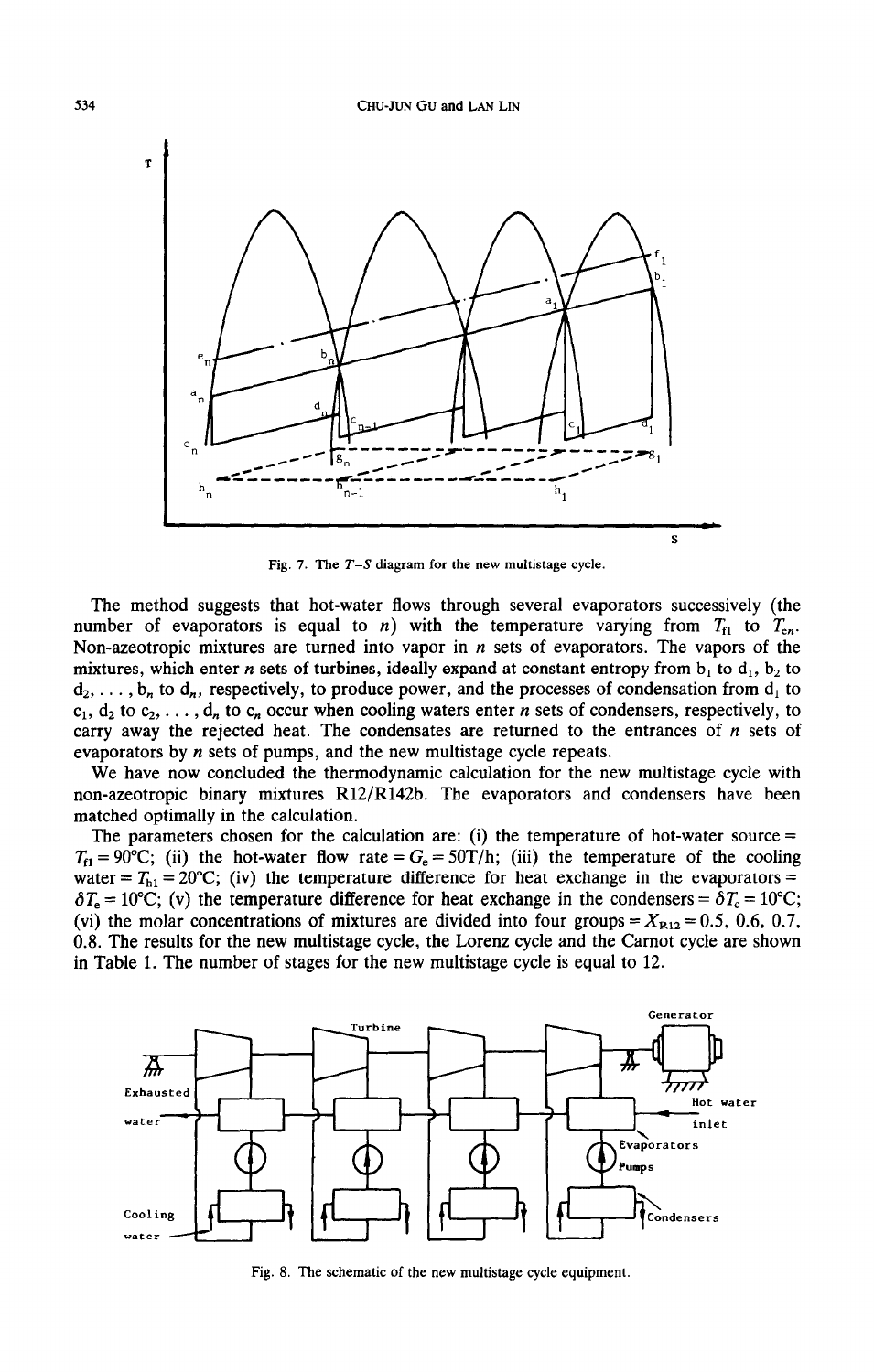Fig. 7. The $T$–$S$ diagram for the new multistage cycle.

The method suggests that hot-water flows through several evaporators successively (the number of evaporators is equal to $n$) with the temperature varying from $T_{f1}$ to $T_{en}$. Non-azeotropic mixtures are turned into vapor in $n$ sets of evaporators. The vapors of the mixtures, which enter $n$ sets of turbines, ideally expand at constant entropy from $b_1$ to $d_1$, $b_2$ to $d_2, \ldots, b_n$ to $d_n$, respectively, to produce power, and the processes of condensation from $d_1$ to $c_1$, $d_2$ to $c_2, \ldots, d_n$ to $c_n$ occur when cooling waters enter $n$ sets of condensers, respectively, to carry away the rejected heat. The condensates are returned to the entrances of $n$ sets of evaporators by $n$ sets of pumps, and the new multistage cycle repeats.

We have now concluded the thermodynamic calculation for the new multistage cycle with non-azeotropic binary mixtures R12/R142b. The evaporators and condensers have been matched optimally in the calculation.

The parameters chosen for the calculation are: (i) the temperature of hot-water source = $T_{f1} = 90°C$; (ii) the hot-water flow rate = $G_e = 50T/h$; (iii) the temperature of the cooling water = $T_{h1} = 20°C$; (iv) the temperature difference for heat exchange in the evaporators = $\delta T_e = 10°C$; (v) the temperature difference for heat exchange in the condensers = $\delta T_c = 10°C$; (vi) the molar concentrations of mixtures are divided into four groups = $X_{R12} = 0.5, 0.6, 0.7, 0.8$. The results for the new multistage cycle, the Lorenz cycle and the Carnot cycle are shown in Table 1. The number of stages for the new multistage cycle is equal to 12.

Fig. 8. The schematic of the new multistage cycle equipment.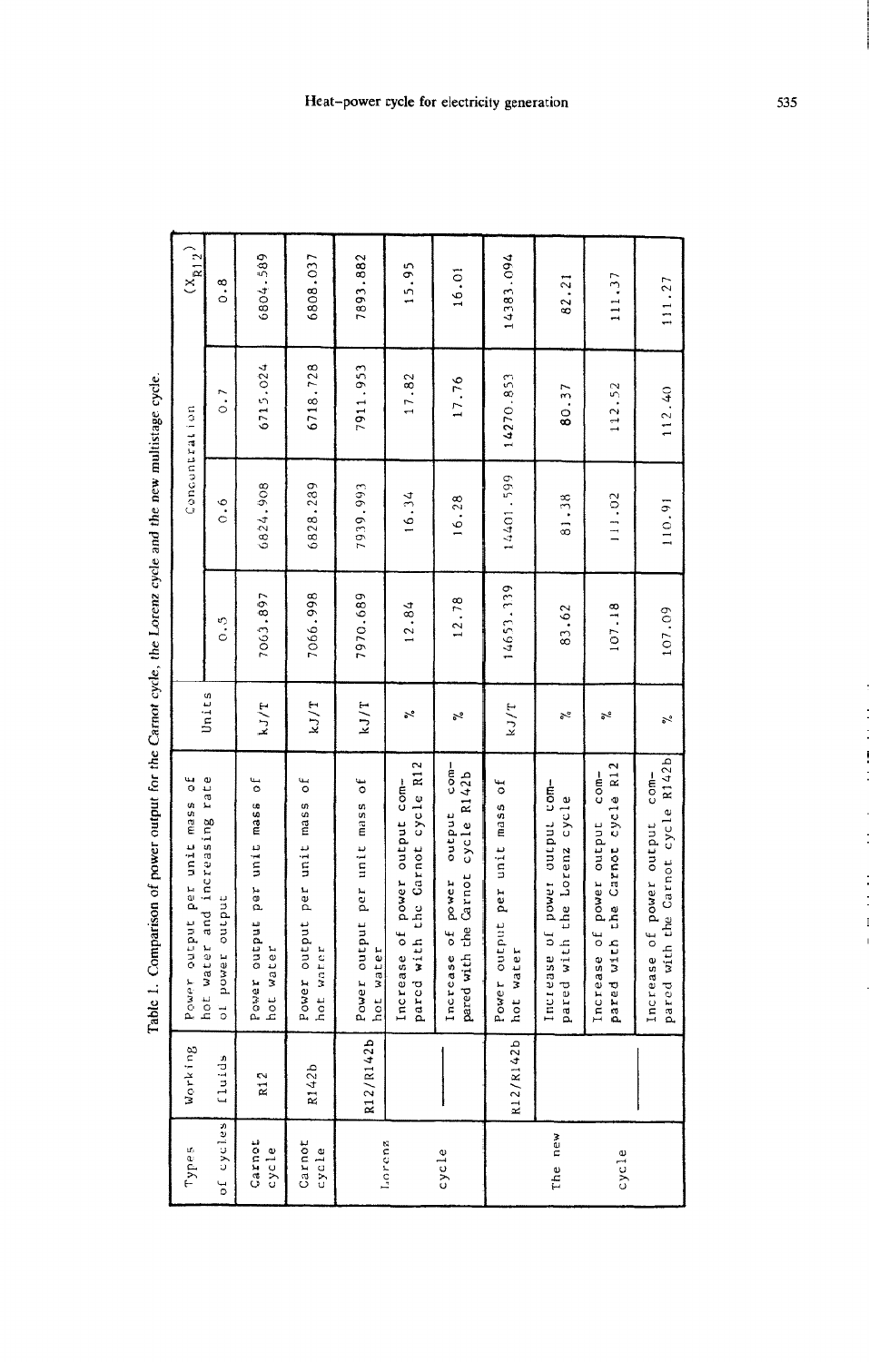Table 1. Comparison of power output for the Carnot cycle, the Lorenz cycle and the new multistage cycle.

| Types of cycles | Working fluids | Power output per unit mass of hot water and increasing rate of power output | Units | Concentration ($X_{R12}$) 0.5 | 0.6 | 0.7 | 0.8 |
|---|---|---|---|---|---|---|---|
| Carnot cycle | R12 | Power output per unit mass of hot water | kJ/T | 7063.897 | 6824.908 | 6715.024 | 6804.589 |
| Carnot cycle | R142b | Power output per unit mass of hot water | kJ/T | 7066.998 | 6828.289 | 6718.728 | 6808.037 |
| Lorenz cycle | R12/R142b | Power output per unit mass of hot water | kJ/T | 7970.689 | 7939.993 | 7911.953 | 7893.882 |
| | | Increase of power output compared with the Carnot cycle R12 | % | 12.84 | 16.34 | 17.82 | 15.95 |
| | | Increase of power output compared with the Carnot cycle R142b | % | 12.78 | 16.28 | 17.76 | 16.01 |
| The new cycle | R12/R142b | Power output per unit mass of hot water | kJ/T | 14653.339 | 14401.599 | 14270.853 | 14383.094 |
| | | Increase of power output compared with the Lorenz cycle | % | 83.62 | 81.38 | 80.37 | 82.21 |
| | | Increase of power output compared with the Carnot cycle R12 | % | 107.18 | 111.02 | 112.52 | 111.37 |
| | | Increase of power output compared with the Carnot cycle R142b | % | 107.09 | 110.91 | 112.40 | 111.27 |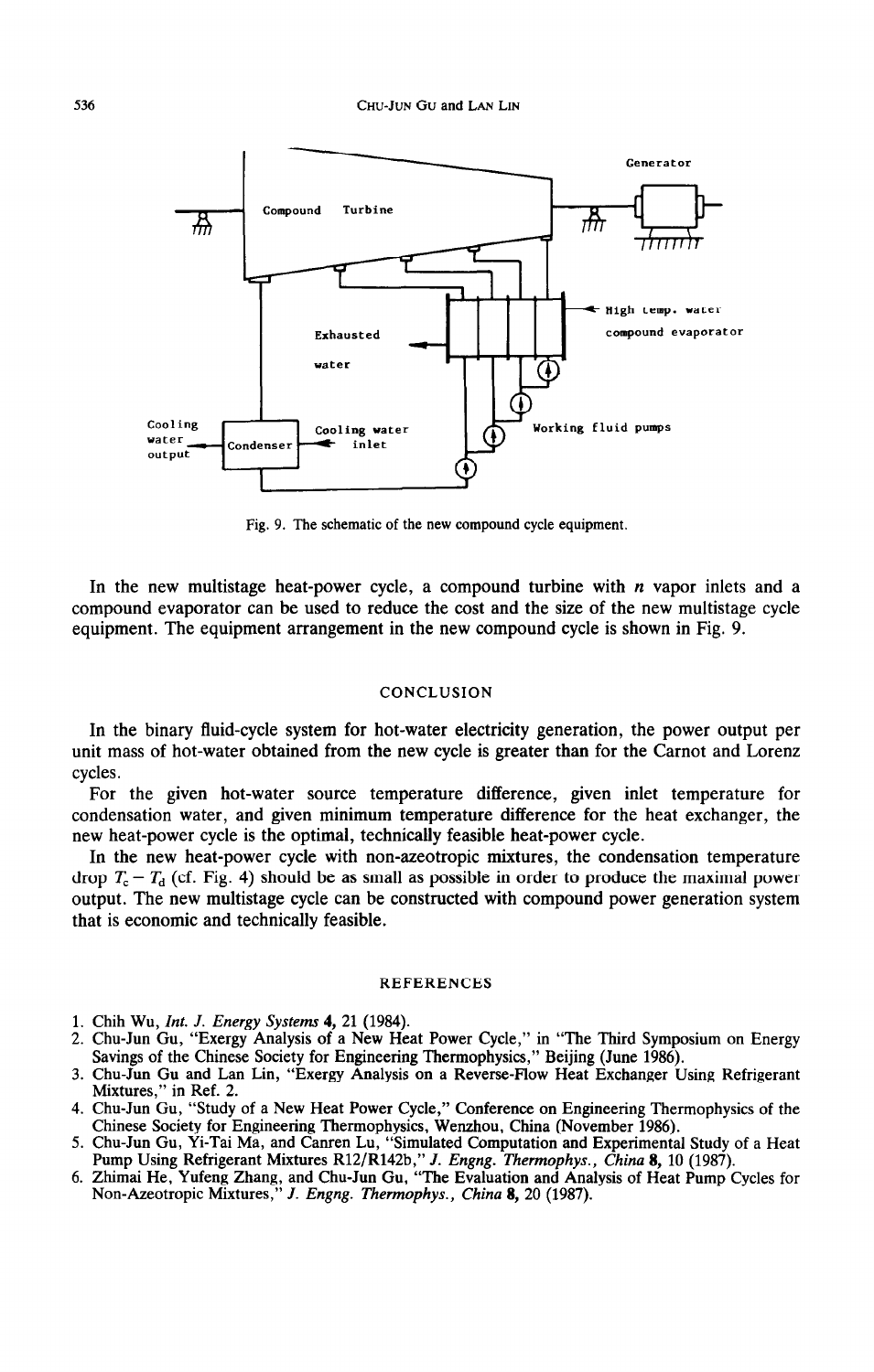Generator

Compound Turbine

High temp. water

compound evaporator

Exhausted

water

Cooling water output

Condenser

Cooling water inlet

Working fluid pumps

Fig. 9. The schematic of the new compound cycle equipment.

In the new multistage heat-power cycle, a compound turbine with $n$ vapor inlets and a compound evaporator can be used to reduce the cost and the size of the new multistage cycle equipment. The equipment arrangement in the new compound cycle is shown in Fig. 9.

## CONCLUSION

In the binary fluid-cycle system for hot-water electricity generation, the power output per unit mass of hot-water obtained from the new cycle is greater than for the Carnot and Lorenz cycles.

For the given hot-water source temperature difference, given inlet temperature for condensation water, and given minimum temperature difference for the heat exchanger, the new heat-power cycle is the optimal, technically feasible heat-power cycle.

In the new heat-power cycle with non-azeotropic mixtures, the condensation temperature drop $T_c - T_d$ (cf. Fig. 4) should be as small as possible in order to produce the maximal power output. The new multistage cycle can be constructed with compound power generation system that is economic and technically feasible.

## REFERENCES

1. Chih Wu, *Int. J. Energy Systems* **4**, 21 (1984).
2. Chu-Jun Gu, "Exergy Analysis of a New Heat Power Cycle," in "The Third Symposium on Energy Savings of the Chinese Society for Engineering Thermophysics," Beijing (June 1986).
3. Chu-Jun Gu and Lan Lin, "Exergy Analysis on a Reverse-Flow Heat Exchanger Using Refrigerant Mixtures," in Ref. 2.
4. Chu-Jun Gu, "Study of a New Heat Power Cycle," Conference on Engineering Thermophysics of the Chinese Society for Engineering Thermophysics, Wenzhou, China (November 1986).
5. Chu-Jun Gu, Yi-Tai Ma, and Canren Lu, "Simulated Computation and Experimental Study of a Heat Pump Using Refrigerant Mixtures R12/R142b," *J. Engng. Thermophys., China* **8**, 10 (1987).
6. Zhimai He, Yufeng Zhang, and Chu-Jun Gu, "The Evaluation and Analysis of Heat Pump Cycles for Non-Azeotropic Mixtures," *J. Engng. Thermophys., China* **8**, 20 (1987).